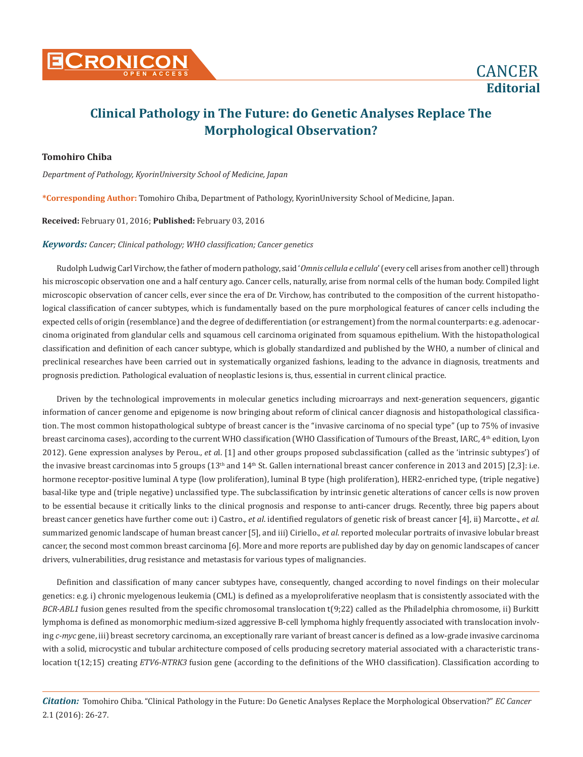CANCER
**Editorial**

# Clinical Pathology in The Future: do Genetic Analyses Replace The Morphological Observation?

**Tomohiro Chiba**

*Department of Pathology, KyorinUniversity School of Medicine, Japan*

**\*Corresponding Author:** Tomohiro Chiba, Department of Pathology, KyorinUniversity School of Medicine, Japan.

**Received:** February 01, 2016; **Published:** February 03, 2016

***Keywords:*** *Cancer; Clinical pathology; WHO classification; Cancer genetics*

Rudolph Ludwig Carl Virchow, the father of modern pathology, said '*Omnis cellula e cellula*' (every cell arises from another cell) through his microscopic observation one and a half century ago. Cancer cells, naturally, arise from normal cells of the human body. Compiled light microscopic observation of cancer cells, ever since the era of Dr. Virchow, has contributed to the composition of the current histopathological classification of cancer subtypes, which is fundamentally based on the pure morphological features of cancer cells including the expected cells of origin (resemblance) and the degree of dedifferentiation (or estrangement) from the normal counterparts: e.g. adenocarcinoma originated from glandular cells and squamous cell carcinoma originated from squamous epithelium. With the histopathological classification and definition of each cancer subtype, which is globally standardized and published by the WHO, a number of clinical and preclinical researches have been carried out in systematically organized fashions, leading to the advance in diagnosis, treatments and prognosis prediction. Pathological evaluation of neoplastic lesions is, thus, essential in current clinical practice.

Driven by the technological improvements in molecular genetics including microarrays and next-generation sequencers, gigantic information of cancer genome and epigenome is now bringing about reform of clinical cancer diagnosis and histopathological classification. The most common histopathological subtype of breast cancer is the "invasive carcinoma of no special type" (up to 75% of invasive breast carcinoma cases), according to the current WHO classification (WHO Classification of Tumours of the Breast, IARC, 4th edition, Lyon 2012). Gene expression analyses by Perou., *et a*l. [1] and other groups proposed subclassification (called as the 'intrinsic subtypes') of the invasive breast carcinomas into 5 groups (13th and 14th St. Gallen international breast cancer conference in 2013 and 2015) [2,3]: i.e. hormone receptor-positive luminal A type (low proliferation), luminal B type (high proliferation), HER2-enriched type, (triple negative) basal-like type and (triple negative) unclassified type. The subclassification by intrinsic genetic alterations of cancer cells is now proven to be essential because it critically links to the clinical prognosis and response to anti-cancer drugs. Recently, three big papers about breast cancer genetics have further come out: i) Castro., *et al*. identified regulators of genetic risk of breast cancer [4], ii) Marcotte., *et al.* summarized genomic landscape of human breast cancer [5], and iii) Ciriello., *et al*. reported molecular portraits of invasive lobular breast cancer, the second most common breast carcinoma [6]. More and more reports are published day by day on genomic landscapes of cancer drivers, vulnerabilities, drug resistance and metastasis for various types of malignancies.

Definition and classification of many cancer subtypes have, consequently, changed according to novel findings on their molecular genetics: e.g. i) chronic myelogenous leukemia (CML) is defined as a myeloproliferative neoplasm that is consistently associated with the *BCR-ABL1* fusion genes resulted from the specific chromosomal translocation t(9;22) called as the Philadelphia chromosome, ii) Burkitt lymphoma is defined as monomorphic medium-sized aggressive B-cell lymphoma highly frequently associated with translocation involving *c-myc* gene, iii) breast secretory carcinoma, an exceptionally rare variant of breast cancer is defined as a low-grade invasive carcinoma with a solid, microcystic and tubular architecture composed of cells producing secretory material associated with a characteristic translocation t(12;15) creating *ETV6-NTRK3* fusion gene (according to the definitions of the WHO classification). Classification according to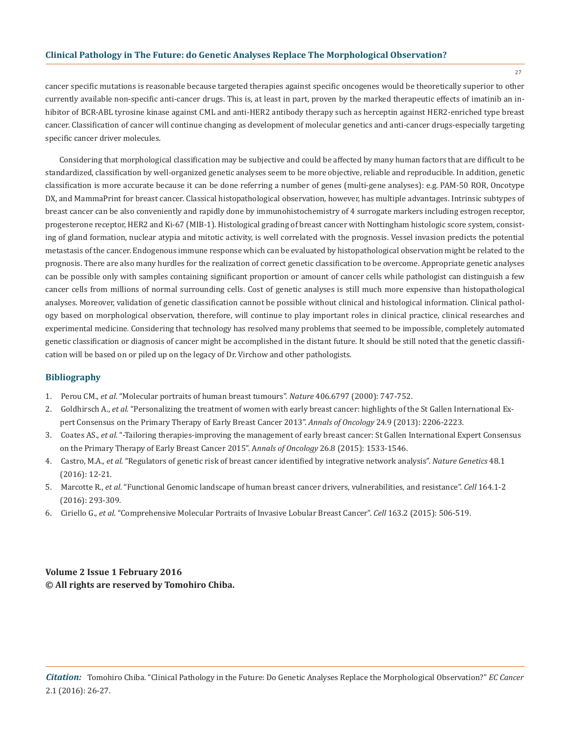cancer specific mutations is reasonable because targeted therapies against specific oncogenes would be theoretically superior to other currently available non-specific anti-cancer drugs. This is, at least in part, proven by the marked therapeutic effects of imatinib an inhibitor of BCR-ABL tyrosine kinase against CML and anti-HER2 antibody therapy such as herceptin against HER2-enriched type breast cancer. Classification of cancer will continue changing as development of molecular genetics and anti-cancer drugs-especially targeting specific cancer driver molecules.

Considering that morphological classification may be subjective and could be affected by many human factors that are difficult to be standardized, classification by well-organized genetic analyses seem to be more objective, reliable and reproducible. In addition, genetic classification is more accurate because it can be done referring a number of genes (multi-gene analyses): e.g. PAM-50 ROR, Oncotype DX, and MammaPrint for breast cancer. Classical histopathological observation, however, has multiple advantages. Intrinsic subtypes of breast cancer can be also conveniently and rapidly done by immunohistochemistry of 4 surrogate markers including estrogen receptor, progesterone receptor, HER2 and Ki-67 (MIB-1). Histological grading of breast cancer with Nottingham histologic score system, consisting of gland formation, nuclear atypia and mitotic activity, is well correlated with the prognosis. Vessel invasion predicts the potential metastasis of the cancer. Endogenous immune response which can be evaluated by histopathological observation might be related to the prognosis. There are also many hurdles for the realization of correct genetic classification to be overcome. Appropriate genetic analyses can be possible only with samples containing significant proportion or amount of cancer cells while pathologist can distinguish a few cancer cells from millions of normal surrounding cells. Cost of genetic analyses is still much more expensive than histopathological analyses. Moreover, validation of genetic classification cannot be possible without clinical and histological information. Clinical pathology based on morphological observation, therefore, will continue to play important roles in clinical practice, clinical researches and experimental medicine. Considering that technology has resolved many problems that seemed to be impossible, completely automated genetic classification or diagnosis of cancer might be accomplished in the distant future. It should be still noted that the genetic classification will be based on or piled up on the legacy of Dr. Virchow and other pathologists.

## Bibliography

1. Perou CM., *et al*. "Molecular portraits of human breast tumours". *Nature* 406.6797 (2000): 747-752.
2. Goldhirsch A., *et al.* "Personalizing the treatment of women with early breast cancer: highlights of the St Gallen International Expert Consensus on the Primary Therapy of Early Breast Cancer 2013". *Annals of Oncology* 24.9 (2013): 2206-2223.
3. Coates AS., *et al*. "-Tailoring therapies-improving the management of early breast cancer: St Gallen International Expert Consensus on the Primary Therapy of Early Breast Cancer 2015". A*nnals of Oncology* 26.8 (2015): 1533-1546.
4. Castro, M.A., *et al*. "Regulators of genetic risk of breast cancer identified by integrative network analysis". *Nature Genetics* 48.1 (2016): 12-21.
5. Marcotte R., *et al*. "Functional Genomic landscape of human breast cancer drivers, vulnerabilities, and resistance". *Cell* 164.1-2 (2016): 293-309.
6. Ciriello G., *et al.* "Comprehensive Molecular Portraits of Invasive Lobular Breast Cancer". *Cell* 163.2 (2015): 506-519.

**Volume 2 Issue 1 February 2016**
**© All rights are reserved by Tomohiro Chiba.**